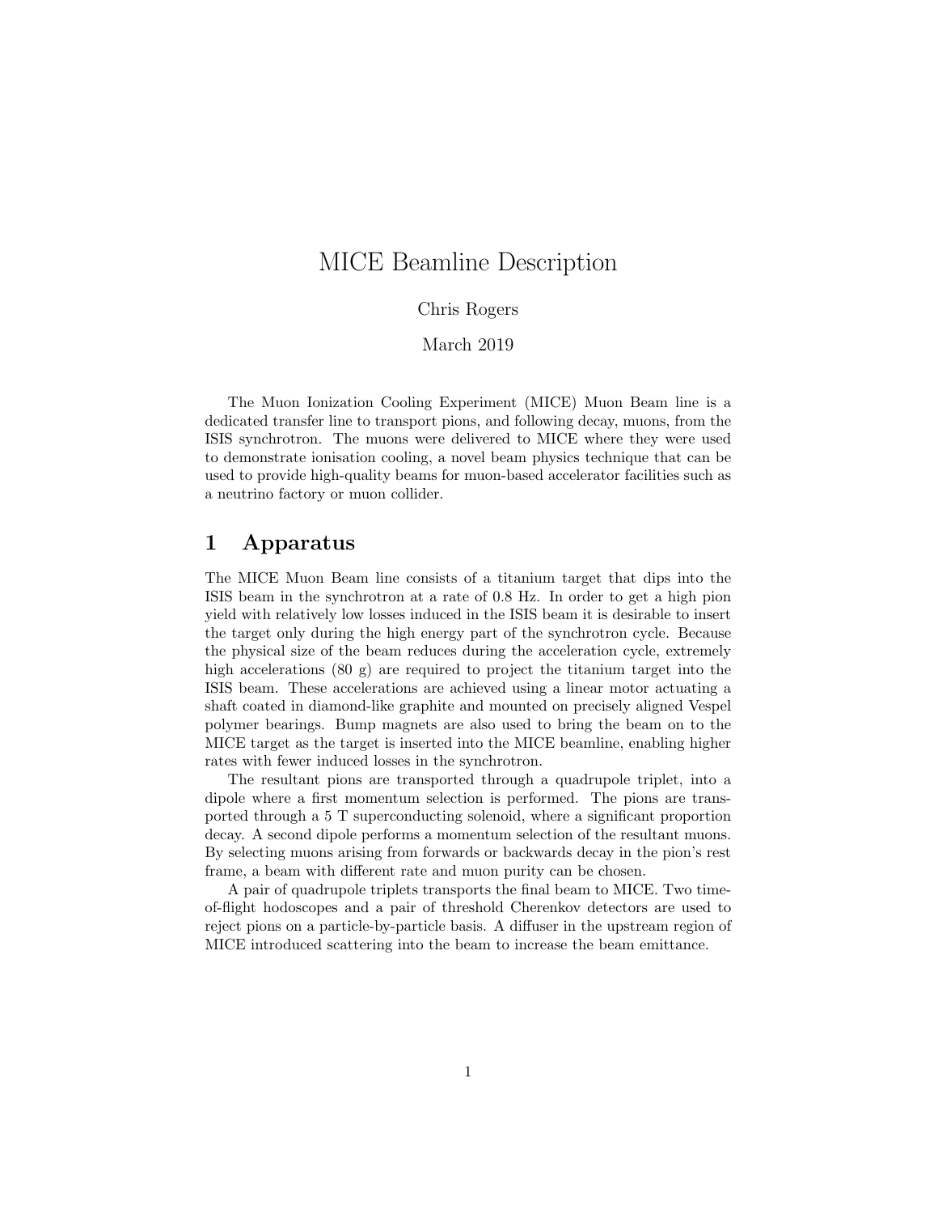# MICE Beamline Description

Chris Rogers

March 2019

The Muon Ionization Cooling Experiment (MICE) Muon Beam line is a dedicated transfer line to transport pions, and following decay, muons, from the ISIS synchrotron. The muons were delivered to MICE where they were used to demonstrate ionisation cooling, a novel beam physics technique that can be used to provide high-quality beams for muon-based accelerator facilities such as a neutrino factory or muon collider.

## 1 Apparatus

The MICE Muon Beam line consists of a titanium target that dips into the ISIS beam in the synchrotron at a rate of 0.8 Hz. In order to get a high pion yield with relatively low losses induced in the ISIS beam it is desirable to insert the target only during the high energy part of the synchrotron cycle. Because the physical size of the beam reduces during the acceleration cycle, extremely high accelerations (80 g) are required to project the titanium target into the ISIS beam. These accelerations are achieved using a linear motor actuating a shaft coated in diamond-like graphite and mounted on precisely aligned Vespel polymer bearings. Bump magnets are also used to bring the beam on to the MICE target as the target is inserted into the MICE beamline, enabling higher rates with fewer induced losses in the synchrotron.

The resultant pions are transported through a quadrupole triplet, into a dipole where a first momentum selection is performed. The pions are transported through a 5 T superconducting solenoid, where a significant proportion decay. A second dipole performs a momentum selection of the resultant muons. By selecting muons arising from forwards or backwards decay in the pion's rest frame, a beam with different rate and muon purity can be chosen.

A pair of quadrupole triplets transports the final beam to MICE. Two time-of-flight hodoscopes and a pair of threshold Cherenkov detectors are used to reject pions on a particle-by-particle basis. A diffuser in the upstream region of MICE introduced scattering into the beam to increase the beam emittance.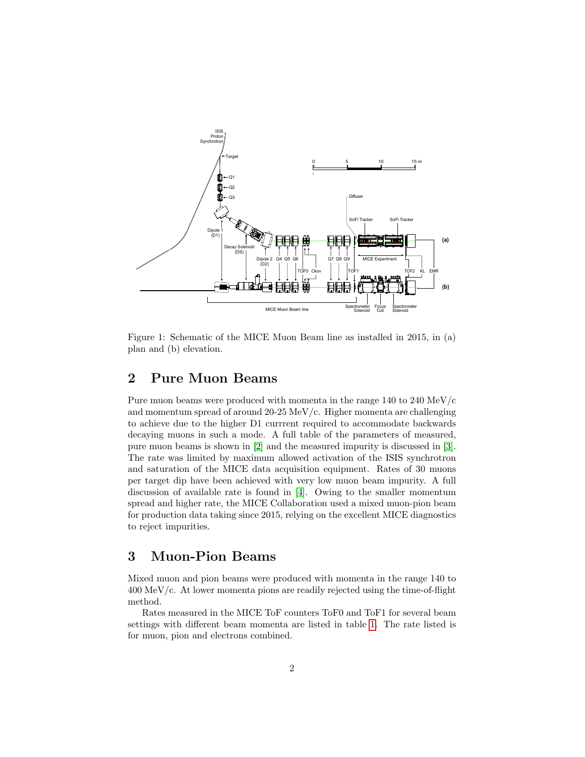Figure 1: Schematic of the MICE Muon Beam line as installed in 2015, in (a) plan and (b) elevation.

## 2 Pure Muon Beams

Pure muon beams were produced with momenta in the range 140 to 240 MeV/c and momentum spread of around 20-25 MeV/c. Higher momenta are challenging to achieve due to the higher D1 currrent required to accommodate backwards decaying muons in such a mode. A full table of the parameters of measured, pure muon beams is shown in [2] and the measured impurity is discussed in [3]. The rate was limited by maximum allowed activation of the ISIS synchrotron and saturation of the MICE data acquisition equipment. Rates of 30 muons per target dip have been achieved with very low muon beam impurity. A full discussion of available rate is found in [4]. Owing to the smaller momentum spread and higher rate, the MICE Collaboration used a mixed muon-pion beam for production data taking since 2015, relying on the excellent MICE diagnostics to reject impurities.

## 3 Muon-Pion Beams

Mixed muon and pion beams were produced with momenta in the range 140 to 400 MeV/c. At lower momenta pions are readily rejected using the time-of-flight method.

Rates measured in the MICE ToF counters ToF0 and ToF1 for several beam settings with different beam momenta are listed in table 1. The rate listed is for muon, pion and electrons combined.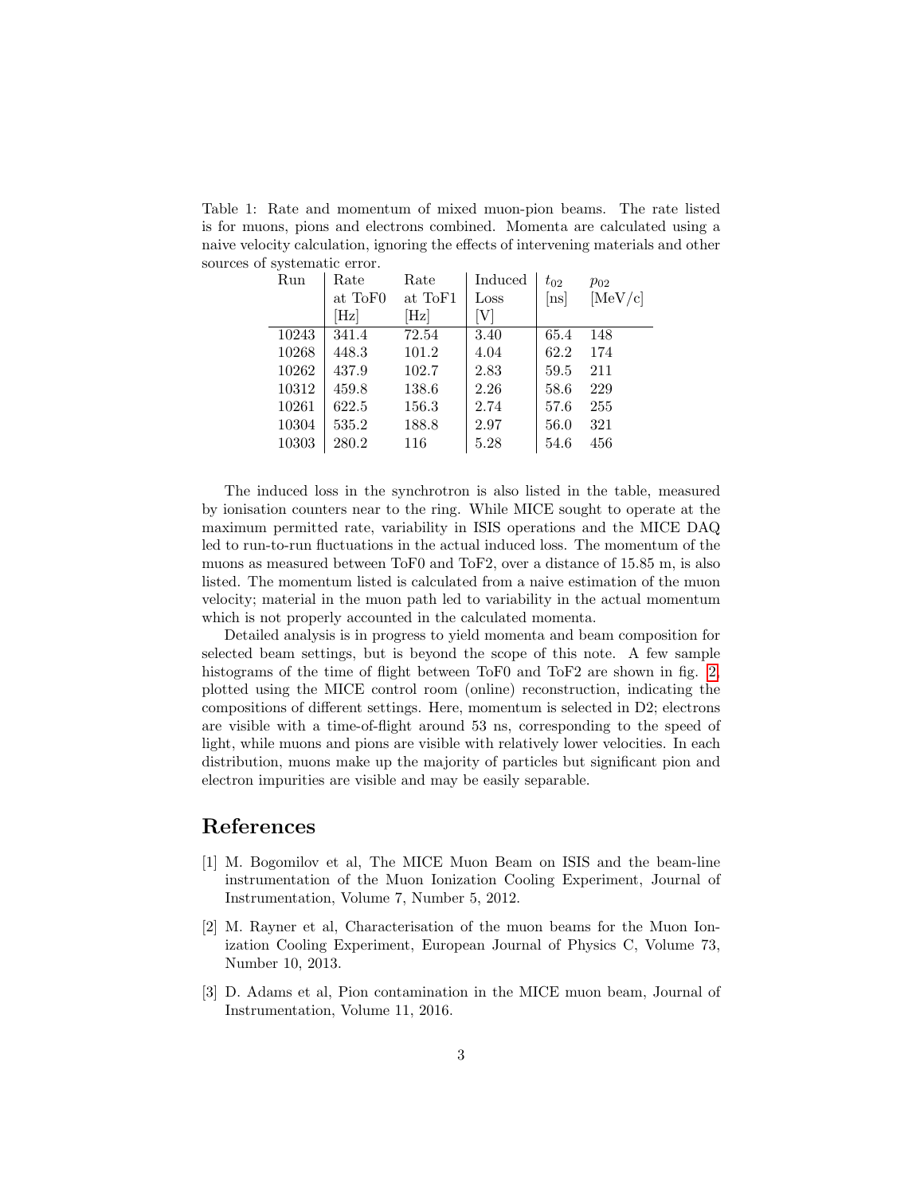Table 1: Rate and momentum of mixed muon-pion beams. The rate listed is for muons, pions and electrons combined. Momenta are calculated using a naive velocity calculation, ignoring the effects of intervening materials and other sources of systematic error.

| Run | Rate at ToF0 [Hz] | Rate at ToF1 [Hz] | Induced Loss [V] | $t_{02}$ [ns] | $p_{02}$ [MeV/c] |
|---|---|---|---|---|---|
| 10243 | 341.4 | 72.54 | 3.40 | 65.4 | 148 |
| 10268 | 448.3 | 101.2 | 4.04 | 62.2 | 174 |
| 10262 | 437.9 | 102.7 | 2.83 | 59.5 | 211 |
| 10312 | 459.8 | 138.6 | 2.26 | 58.6 | 229 |
| 10261 | 622.5 | 156.3 | 2.74 | 57.6 | 255 |
| 10304 | 535.2 | 188.8 | 2.97 | 56.0 | 321 |
| 10303 | 280.2 | 116 | 5.28 | 54.6 | 456 |

The induced loss in the synchrotron is also listed in the table, measured by ionisation counters near to the ring. While MICE sought to operate at the maximum permitted rate, variability in ISIS operations and the MICE DAQ led to run-to-run fluctuations in the actual induced loss. The momentum of the muons as measured between ToF0 and ToF2, over a distance of 15.85 m, is also listed. The momentum listed is calculated from a naive estimation of the muon velocity; material in the muon path led to variability in the actual momentum which is not properly accounted in the calculated momenta.

Detailed analysis is in progress to yield momenta and beam composition for selected beam settings, but is beyond the scope of this note. A few sample histograms of the time of flight between ToF0 and ToF2 are shown in fig. 2, plotted using the MICE control room (online) reconstruction, indicating the compositions of different settings. Here, momentum is selected in D2; electrons are visible with a time-of-flight around 53 ns, corresponding to the speed of light, while muons and pions are visible with relatively lower velocities. In each distribution, muons make up the majority of particles but significant pion and electron impurities are visible and may be easily separable.

## References

[1] M. Bogomilov et al, The MICE Muon Beam on ISIS and the beam-line instrumentation of the Muon Ionization Cooling Experiment, Journal of Instrumentation, Volume 7, Number 5, 2012.

[2] M. Rayner et al, Characterisation of the muon beams for the Muon Ionization Cooling Experiment, European Journal of Physics C, Volume 73, Number 10, 2013.

[3] D. Adams et al, Pion contamination in the MICE muon beam, Journal of Instrumentation, Volume 11, 2016.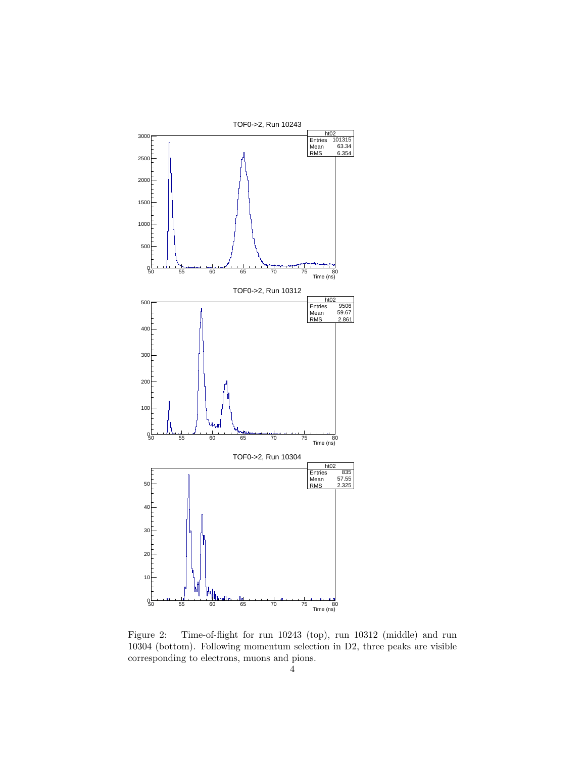Figure 2: Time-of-flight for run 10243 (top), run 10312 (middle) and run 10304 (bottom). Following momentum selection in D2, three peaks are visible corresponding to electrons, muons and pions.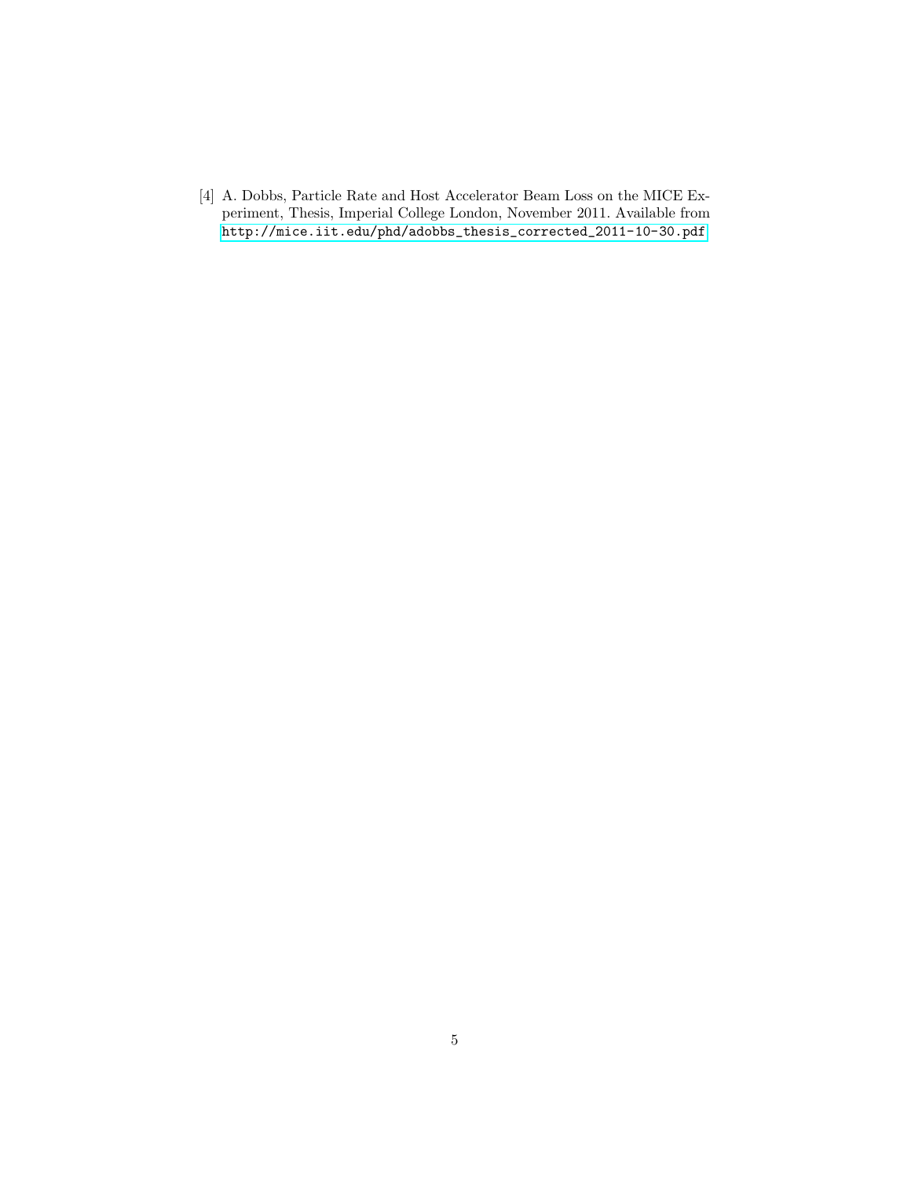[4] A. Dobbs, Particle Rate and Host Accelerator Beam Loss on the MICE Experiment, Thesis, Imperial College London, November 2011. Available from http://mice.iit.edu/phd/adobbs_thesis_corrected_2011-10-30.pdf